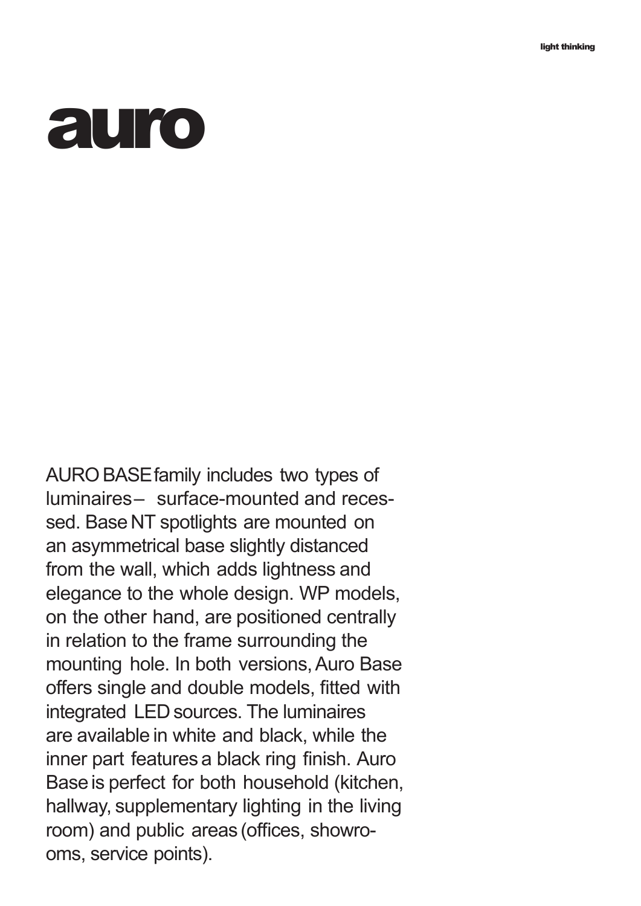# auro

AURO BASE family includes two types of luminaires – surface-mounted and recessed. Base NT spotlights are mounted on an asymmetrical base slightly distanced from the wall, which adds lightness and elegance to the whole design. WP models, on the other hand, are positioned centrally in relation to the frame surrounding the mounting hole. In both versions, Auro Base offers single and double models, fitted with integrated LED sources. The luminaires are available in white and black, while the inner part features a black ring finish. Auro Base is perfect for both household (kitchen, hallway, supplementary lighting in the living room) and public areas (offices, showrooms, service points).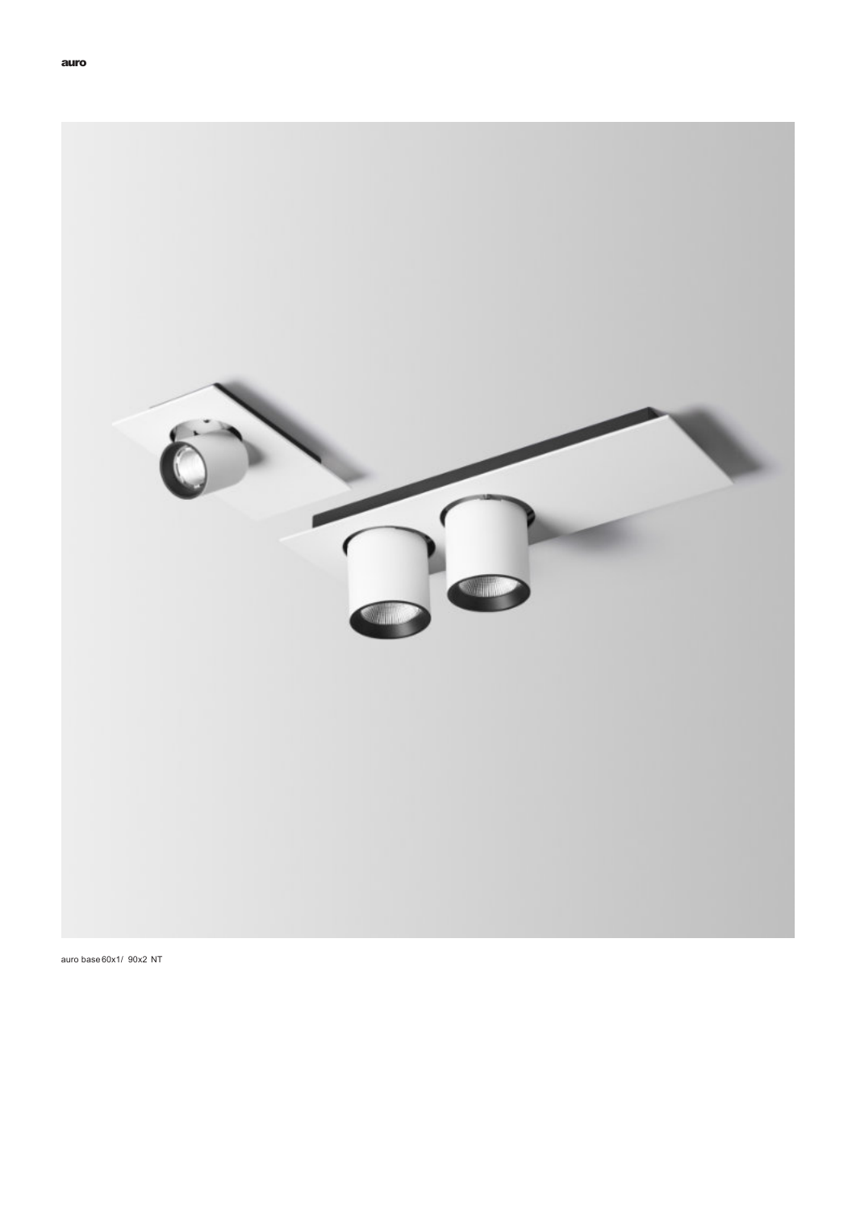auro base 60x1/ 90x2 NT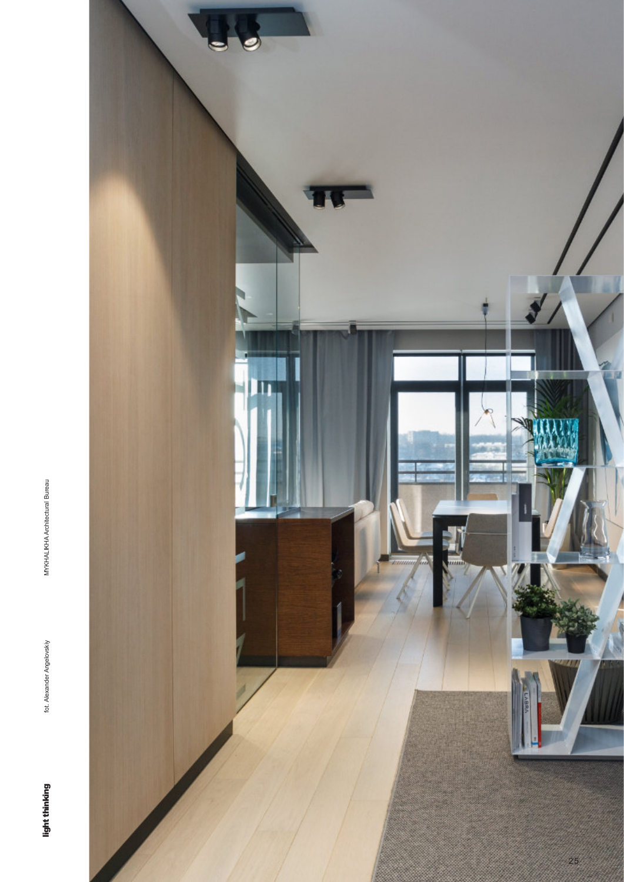fot. Alexander Angelovskiy

MYKHALIKHA Architectural Bureau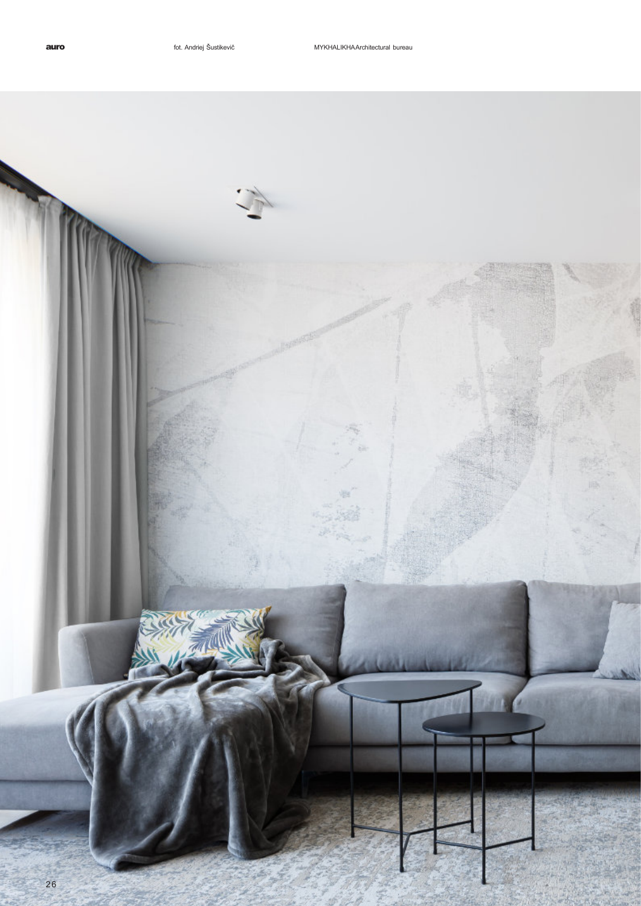auro fot. Andriej Šustikevič MYKHALIKHA Architectural bureau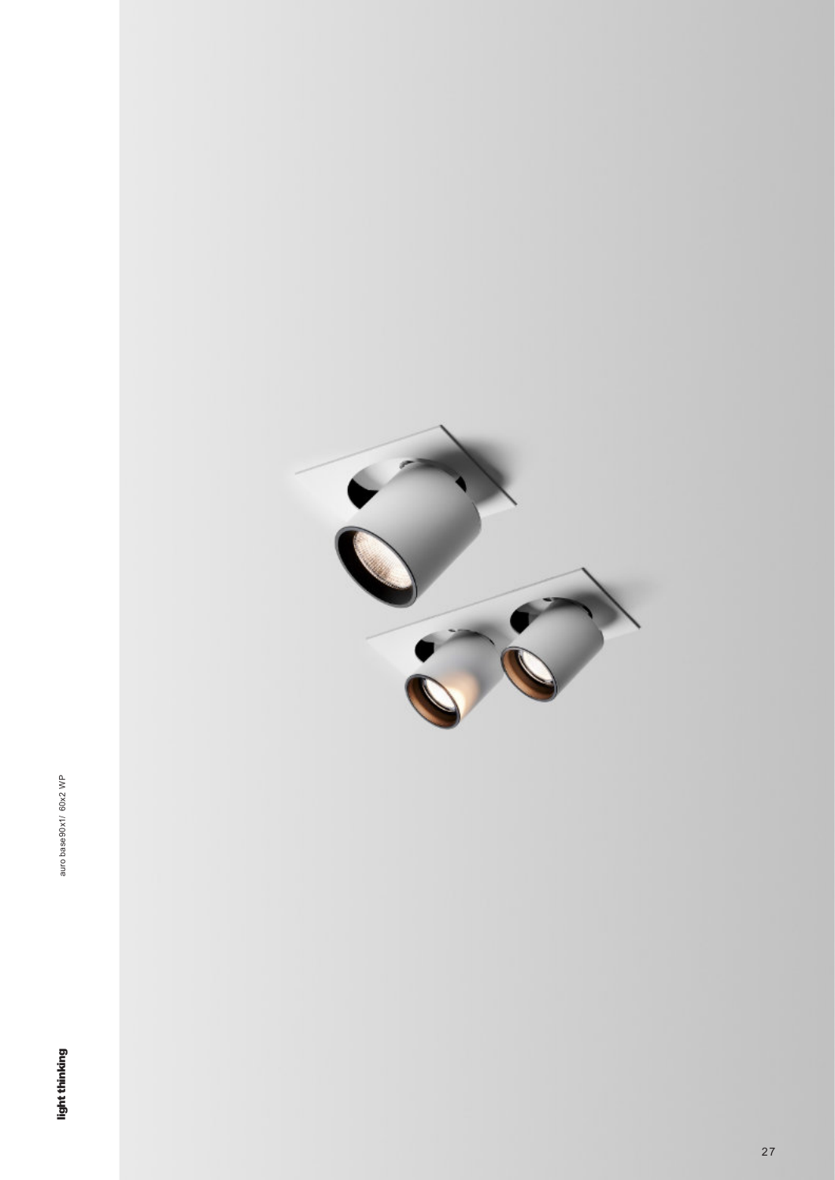auro base90x1/ 60x2 WP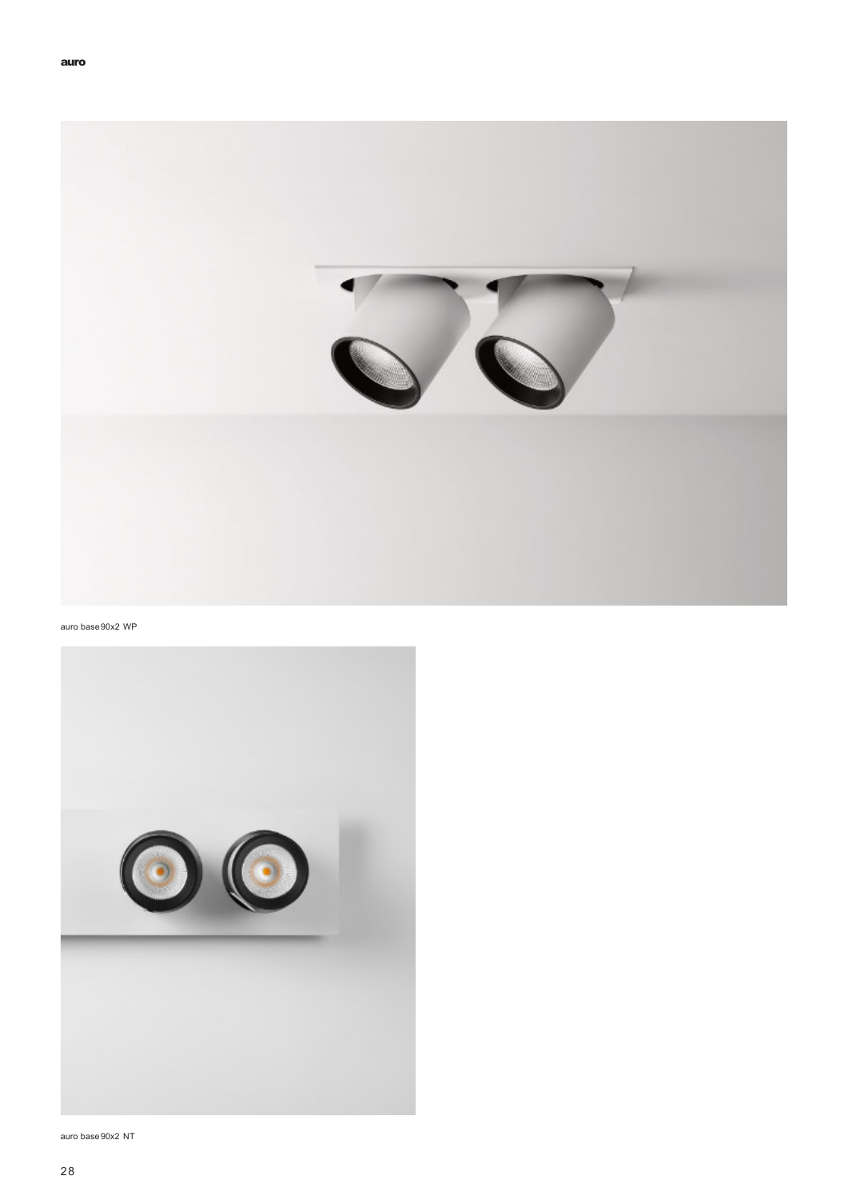auro base 90x2 WP

auro base 90x2 NT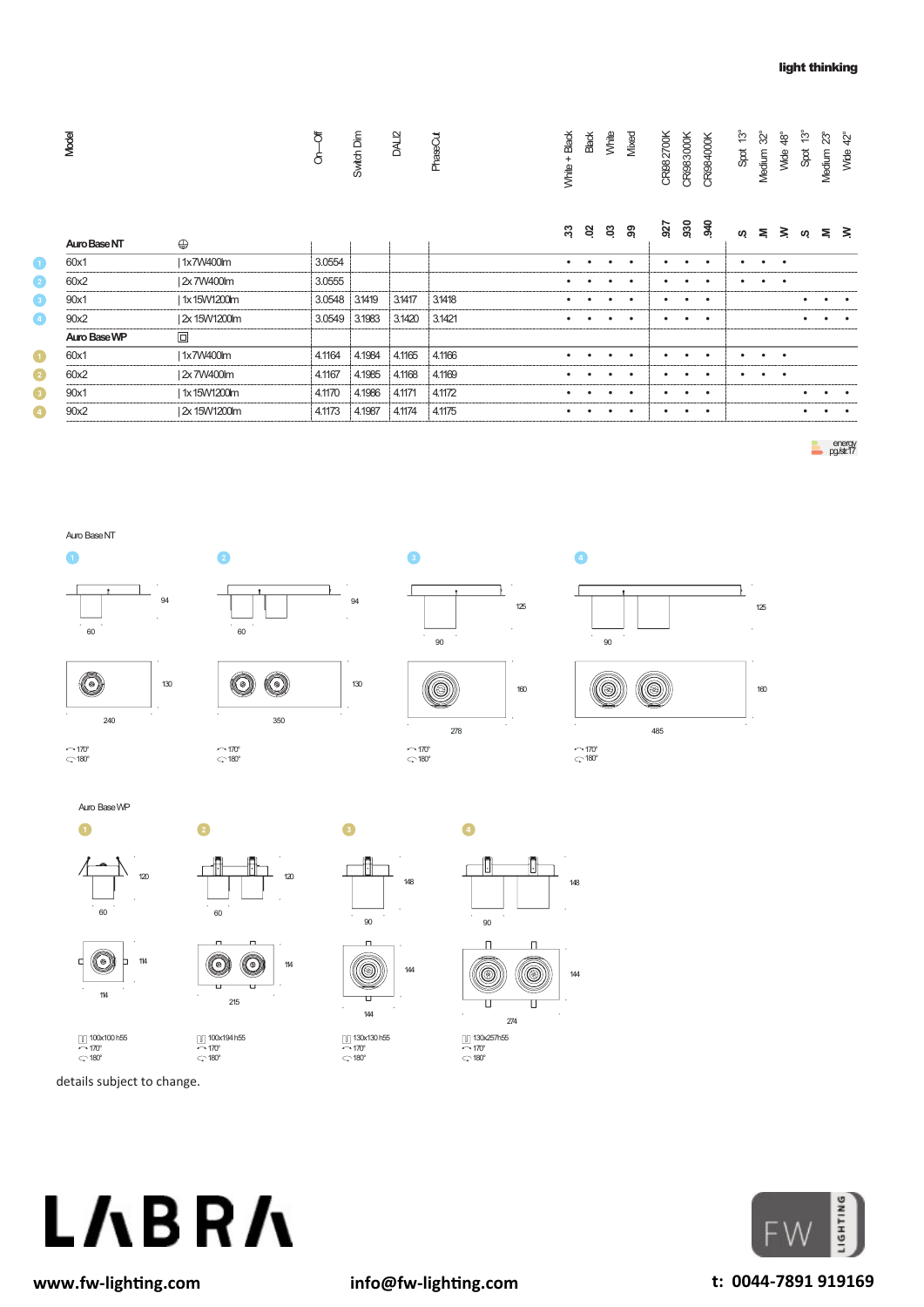**light thinking**

| | Model | | On—Off | Switch Dim | DALI2 | PhaseCut | White + Black | Black | White | Mixed | CRI98 2700K | CRI98 3000K | CRI98 4000K | Spot 13° | Medium 32° | Wide 48° | Spot 13° | Medium 23° | Wide 42° |
|---|---|---|---|---|---|---|---|---|---|---|---|---|---|---|---|---|---|---|---|
| | | | | | | | .33 | .02 | .03 | .99 | .927 | .930 | .940 | S | M | W | S | M | W |
| | **Auro Base NT** | ⊕ | | | | | | | | | | | | | | | | | |
| 1 | 60x1 | 1x 7W 400lm | 3.0554 | | | | • | • | • | • | • | • | • | • | • | • | | | |
| 2 | 60x2 | 2x 7W 400lm | 3.0555 | | | | • | • | • | • | • | • | • | • | • | • | | | |
| 3 | 90x1 | 1x 15W 1200lm | 3.0548 | 3.1419 | 3.1417 | 3.1418 | • | • | • | • | • | • | • | | | | • | • | • |
| 4 | 90x2 | 2x 15W 1200lm | 3.0549 | 3.1983 | 3.1420 | 3.1421 | • | • | • | • | • | • | • | | | | • | • | • |
| | **Auro Base WP** | ⊡ | | | | | | | | | | | | | | | | | |
| 1 | 60x1 | 1x 7W 400lm | 4.1164 | 4.1984 | 4.1165 | 4.1166 | • | • | • | • | • | • | • | • | • | • | | | |
| 2 | 60x2 | 2x 7W 400lm | 4.1167 | 4.1985 | 4.1168 | 4.1169 | • | • | • | • | • | • | • | • | • | • | | | |
| 3 | 90x1 | 1x 15W 1200lm | 4.1170 | 4.1986 | 4.1171 | 4.1172 | • | • | • | • | • | • | • | | | | • | • | • |
| 4 | 90x2 | 2x 15W 1200lm | 4.1173 | 4.1987 | 4.1174 | 4.1175 | • | • | • | • | • | • | • | | | | • | • | • |

energy pg/str.17

Auro Base NT

1
94
60
130
240
170°
180°

2
94
60
130
350
170°
180°

3
125
90
160
278
170°
180°

4
125
90
160
485
170°
180°

Auro Base WP

1
120
60
114
114
100x100 h55
170°
180°

2
120
60
114
215
100x194 h55
170°
180°

3
148
90
144
144
130x130 h55
170°
180°

4
148
90
144
274
130x257h55
170°
180°

details subject to change.

LABRA

FW LIGHTING

www.fw-lighting.com info@fw-lighting.com t: 0044-7891 919169